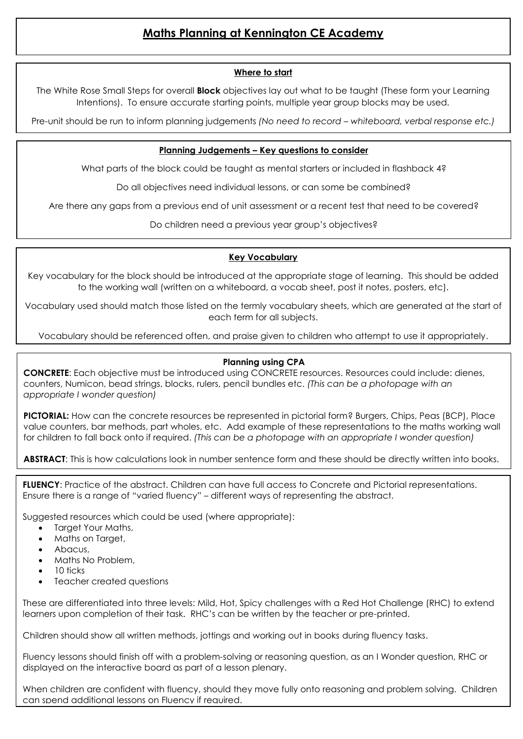# Maths Planning at Kennington CE Academy

## Where to start

The White Rose Small Steps for overall **Block** objectives lay out what to be taught (These form your Learning Intentions). To ensure accurate starting points, multiple year group blocks may be used.

Pre-unit should be run to inform planning judgements *(No need to record – whiteboard, verbal response etc.)*

## Planning Judgements – Key questions to consider

What parts of the block could be taught as mental starters or included in flashback 4?

Do all objectives need individual lessons, or can some be combined?

Are there any gaps from a previous end of unit assessment or a recent test that need to be covered?

Do children need a previous year group's objectives?

## Key Vocabulary

Key vocabulary for the block should be introduced at the appropriate stage of learning. This should be added to the working wall (written on a whiteboard, a vocab sheet, post it notes, posters, etc).

Vocabulary used should match those listed on the termly vocabulary sheets, which are generated at the start of each term for all subjects.

Vocabulary should be referenced often, and praise given to children who attempt to use it appropriately.

## Planning using CPA

**CONCRETE**: Each objective must be introduced using CONCRETE resources. Resources could include: dienes, counters, Numicon, bead strings, blocks, rulers, pencil bundles etc. *(This can be a photopage with an appropriate I wonder question)*

**PICTORIAL:** How can the concrete resources be represented in pictorial form? Burgers, Chips, Peas (BCP), Place value counters, bar methods, part wholes, etc. Add example of these representations to the maths working wall for children to fall back onto if required. *(This can be a photopage with an appropriate I wonder question)*

**ABSTRACT**: This is how calculations look in number sentence form and these should be directly written into books.

**FLUENCY**: Practice of the abstract. Children can have full access to Concrete and Pictorial representations. Ensure there is a range of "varied fluency" – different ways of representing the abstract.

Suggested resources which could be used (where appropriate):

- Target Your Maths,
- Maths on Target,
- Abacus,
- Maths No Problem,
- 10 ticks
- Teacher created questions

These are differentiated into three levels: Mild, Hot, Spicy challenges with a Red Hot Challenge (RHC) to extend learners upon completion of their task. RHC's can be written by the teacher or pre-printed.

Children should show all written methods, jottings and working out in books during fluency tasks.

Fluency lessons should finish off with a problem-solving or reasoning question, as an I Wonder question, RHC or displayed on the interactive board as part of a lesson plenary.

When children are confident with fluency, should they move fully onto reasoning and problem solving. Children can spend additional lessons on Fluency if required.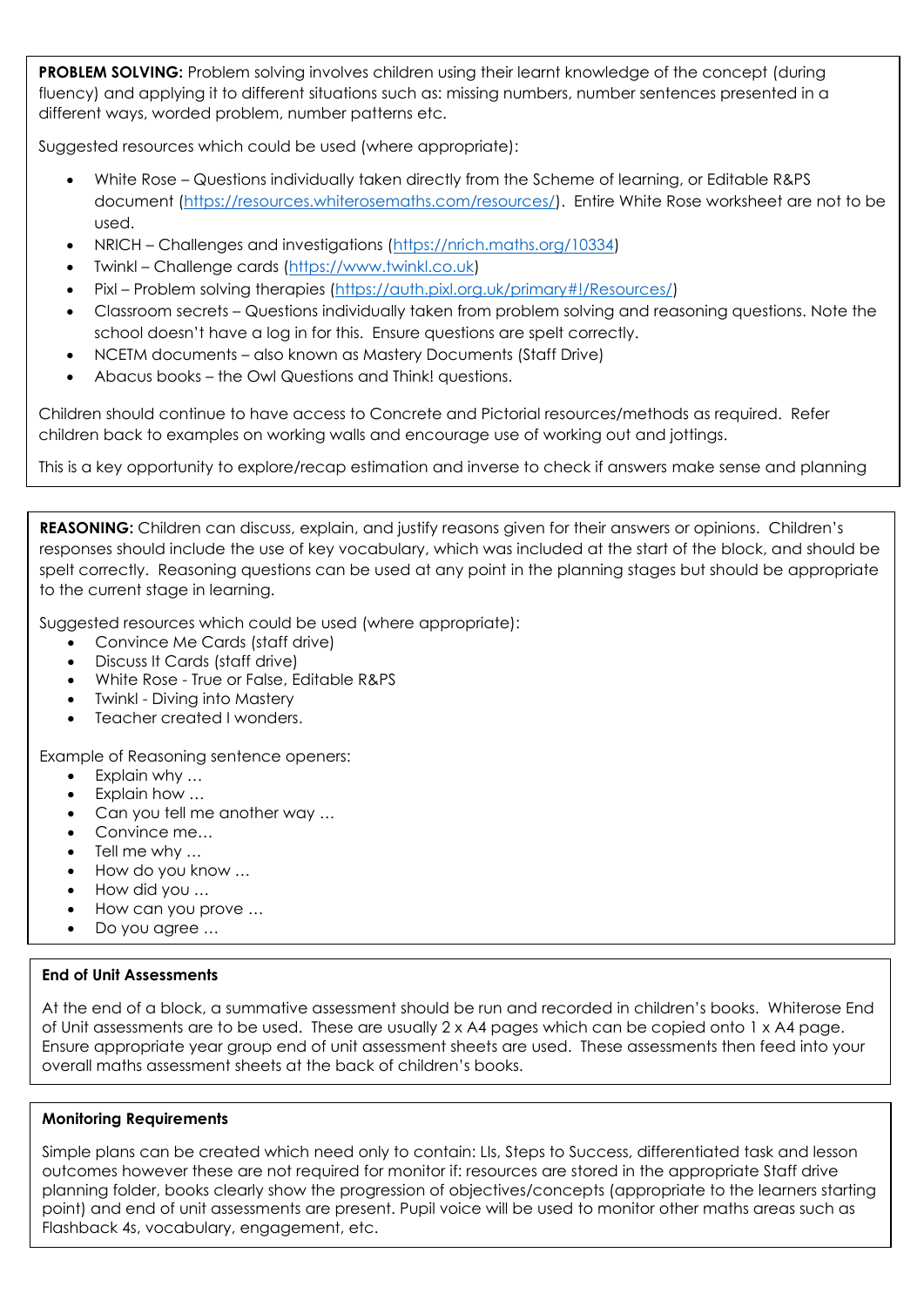**PROBLEM SOLVING:** Problem solving involves children using their learnt knowledge of the concept (during fluency) and applying it to different situations such as: missing numbers, number sentences presented in a different ways, worded problem, number patterns etc.

Suggested resources which could be used (where appropriate):

- White Rose – Questions individually taken directly from the Scheme of learning, or Editable R&PS document (https://resources.whiterosemaths.com/resources/). Entire White Rose worksheet are not to be used.
- NRICH – Challenges and investigations (https://nrich.maths.org/10334)
- Twinkl – Challenge cards (https://www.twinkl.co.uk)
- Pixl – Problem solving therapies (https://auth.pixl.org.uk/primary#!/Resources/)
- Classroom secrets – Questions individually taken from problem solving and reasoning questions. Note the school doesn't have a log in for this. Ensure questions are spelt correctly.
- NCETM documents – also known as Mastery Documents (Staff Drive)
- Abacus books – the Owl Questions and Think! questions.

Children should continue to have access to Concrete and Pictorial resources/methods as required. Refer children back to examples on working walls and encourage use of working out and jottings.

This is a key opportunity to explore/recap estimation and inverse to check if answers make sense and planning

**REASONING:** Children can discuss, explain, and justify reasons given for their answers or opinions. Children's responses should include the use of key vocabulary, which was included at the start of the block, and should be spelt correctly. Reasoning questions can be used at any point in the planning stages but should be appropriate to the current stage in learning.

Suggested resources which could be used (where appropriate):

- Convince Me Cards (staff drive)
- Discuss It Cards (staff drive)
- White Rose - True or False, Editable R&PS
- Twinkl - Diving into Mastery
- Teacher created I wonders.

Example of Reasoning sentence openers:

- Explain why …
- Explain how …
- Can you tell me another way …
- Convince me…
- Tell me why …
- How do you know …
- How did you …
- How can you prove …
- Do you agree …

**End of Unit Assessments**

At the end of a block, a summative assessment should be run and recorded in children's books. Whiterose End of Unit assessments are to be used. These are usually 2 x A4 pages which can be copied onto 1 x A4 page. Ensure appropriate year group end of unit assessment sheets are used. These assessments then feed into your overall maths assessment sheets at the back of children's books.

**Monitoring Requirements**

Simple plans can be created which need only to contain: LIs, Steps to Success, differentiated task and lesson outcomes however these are not required for monitor if: resources are stored in the appropriate Staff drive planning folder, books clearly show the progression of objectives/concepts (appropriate to the learners starting point) and end of unit assessments are present. Pupil voice will be used to monitor other maths areas such as Flashback 4s, vocabulary, engagement, etc.